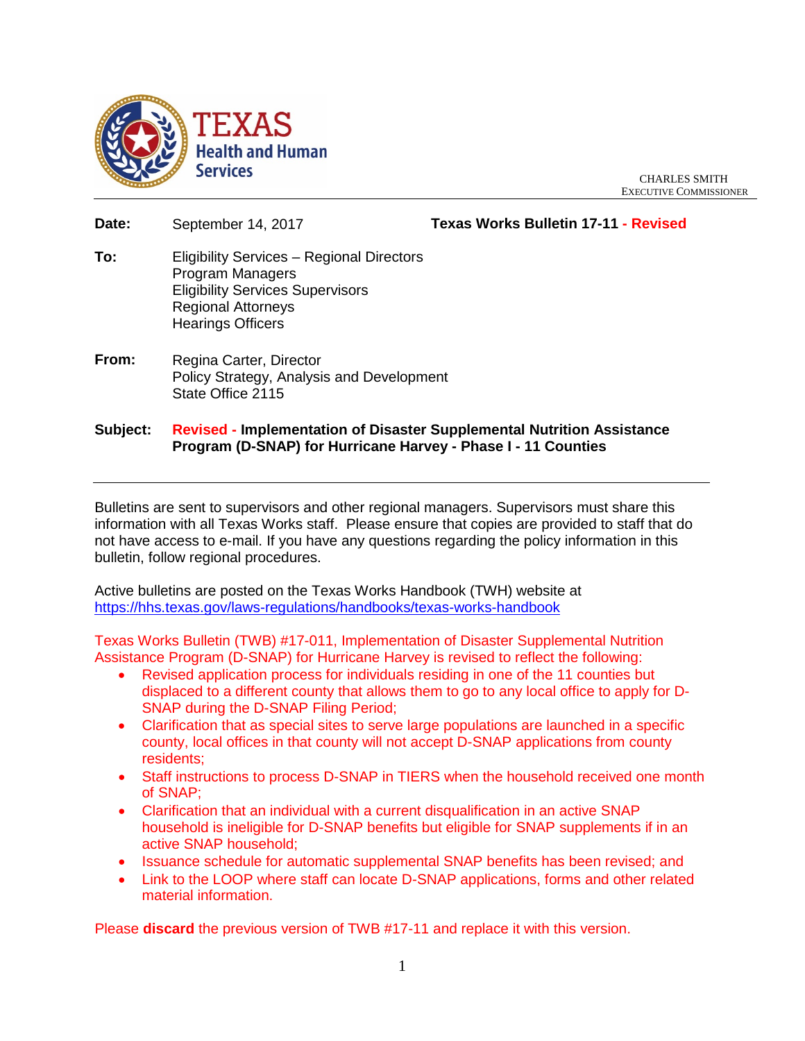TEXAS
Health and Human Services

CHARLES SMITH
EXECUTIVE COMMISSIONER

**Date:** September 14, 2017 **Texas Works Bulletin 17-11 - Revised**

**To:** Eligibility Services – Regional Directors
Program Managers
Eligibility Services Supervisors
Regional Attorneys
Hearings Officers

**From:** Regina Carter, Director
Policy Strategy, Analysis and Development
State Office 2115

**Subject:** **Revised - Implementation of Disaster Supplemental Nutrition Assistance Program (D-SNAP) for Hurricane Harvey - Phase I - 11 Counties**

---

Bulletins are sent to supervisors and other regional managers. Supervisors must share this information with all Texas Works staff. Please ensure that copies are provided to staff that do not have access to e-mail. If you have any questions regarding the policy information in this bulletin, follow regional procedures.

Active bulletins are posted on the Texas Works Handbook (TWH) website at https://hhs.texas.gov/laws-regulations/handbooks/texas-works-handbook

Texas Works Bulletin (TWB) #17-011, Implementation of Disaster Supplemental Nutrition Assistance Program (D-SNAP) for Hurricane Harvey is revised to reflect the following:

- Revised application process for individuals residing in one of the 11 counties but displaced to a different county that allows them to go to any local office to apply for D-SNAP during the D-SNAP Filing Period;
- Clarification that as special sites to serve large populations are launched in a specific county, local offices in that county will not accept D-SNAP applications from county residents;
- Staff instructions to process D-SNAP in TIERS when the household received one month of SNAP;
- Clarification that an individual with a current disqualification in an active SNAP household is ineligible for D-SNAP benefits but eligible for SNAP supplements if in an active SNAP household;
- Issuance schedule for automatic supplemental SNAP benefits has been revised; and
- Link to the LOOP where staff can locate D-SNAP applications, forms and other related material information.

Please **discard** the previous version of TWB #17-11 and replace it with this version.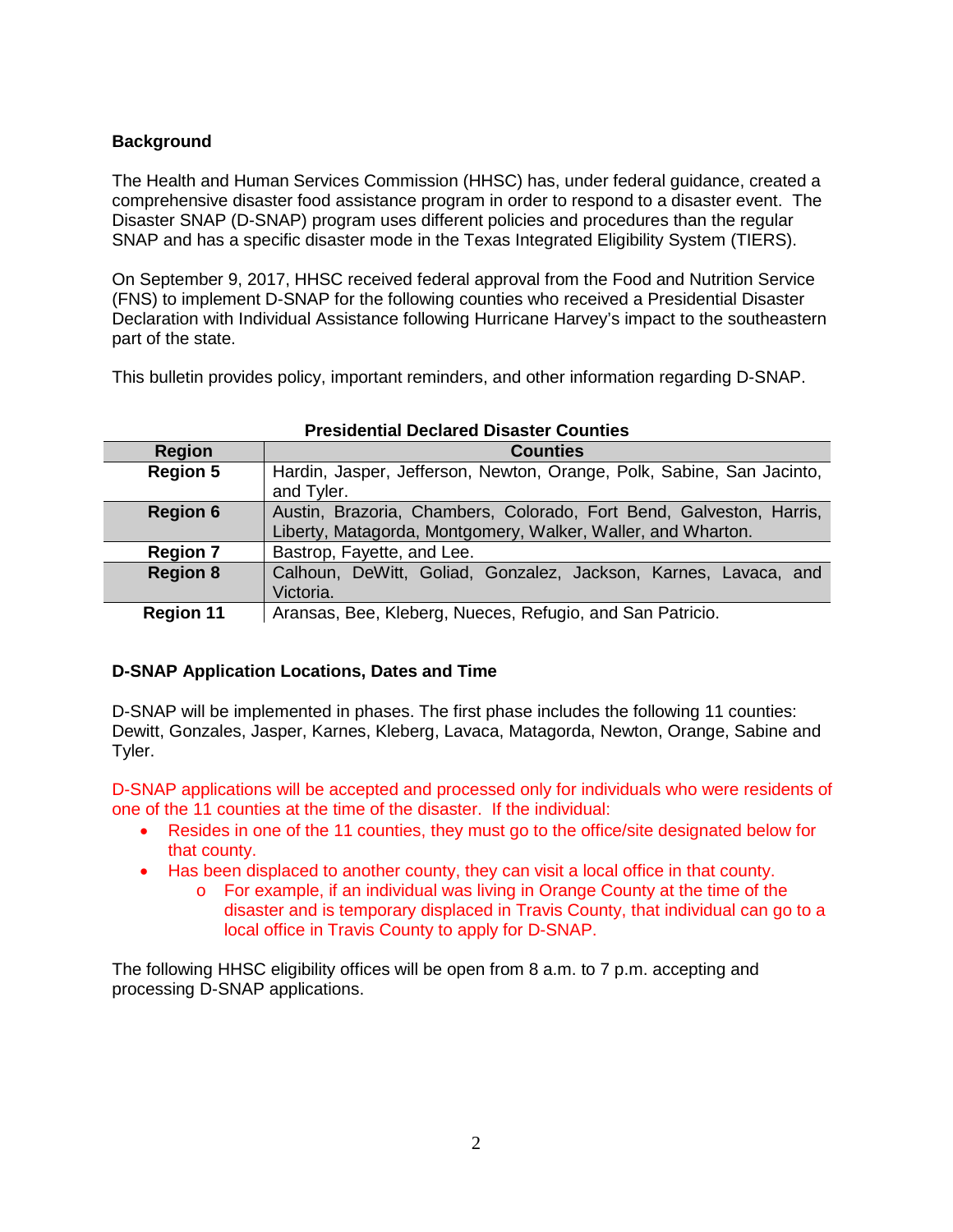**Background**

The Health and Human Services Commission (HHSC) has, under federal guidance, created a comprehensive disaster food assistance program in order to respond to a disaster event. The Disaster SNAP (D-SNAP) program uses different policies and procedures than the regular SNAP and has a specific disaster mode in the Texas Integrated Eligibility System (TIERS).

On September 9, 2017, HHSC received federal approval from the Food and Nutrition Service (FNS) to implement D-SNAP for the following counties who received a Presidential Disaster Declaration with Individual Assistance following Hurricane Harvey's impact to the southeastern part of the state.

This bulletin provides policy, important reminders, and other information regarding D-SNAP.

**Presidential Declared Disaster Counties**

| Region | Counties |
|---|---|
| **Region 5** | Hardin, Jasper, Jefferson, Newton, Orange, Polk, Sabine, San Jacinto, and Tyler. |
| **Region 6** | Austin, Brazoria, Chambers, Colorado, Fort Bend, Galveston, Harris, Liberty, Matagorda, Montgomery, Walker, Waller, and Wharton. |
| **Region 7** | Bastrop, Fayette, and Lee. |
| **Region 8** | Calhoun, DeWitt, Goliad, Gonzalez, Jackson, Karnes, Lavaca, and Victoria. |
| **Region 11** | Aransas, Bee, Kleberg, Nueces, Refugio, and San Patricio. |

**D-SNAP Application Locations, Dates and Time**

D-SNAP will be implemented in phases. The first phase includes the following 11 counties: Dewitt, Gonzales, Jasper, Karnes, Kleberg, Lavaca, Matagorda, Newton, Orange, Sabine and Tyler.

D-SNAP applications will be accepted and processed only for individuals who were residents of one of the 11 counties at the time of the disaster. If the individual:

- Resides in one of the 11 counties, they must go to the office/site designated below for that county.
- Has been displaced to another county, they can visit a local office in that county.
  - For example, if an individual was living in Orange County at the time of the disaster and is temporary displaced in Travis County, that individual can go to a local office in Travis County to apply for D-SNAP.

The following HHSC eligibility offices will be open from 8 a.m. to 7 p.m. accepting and processing D-SNAP applications.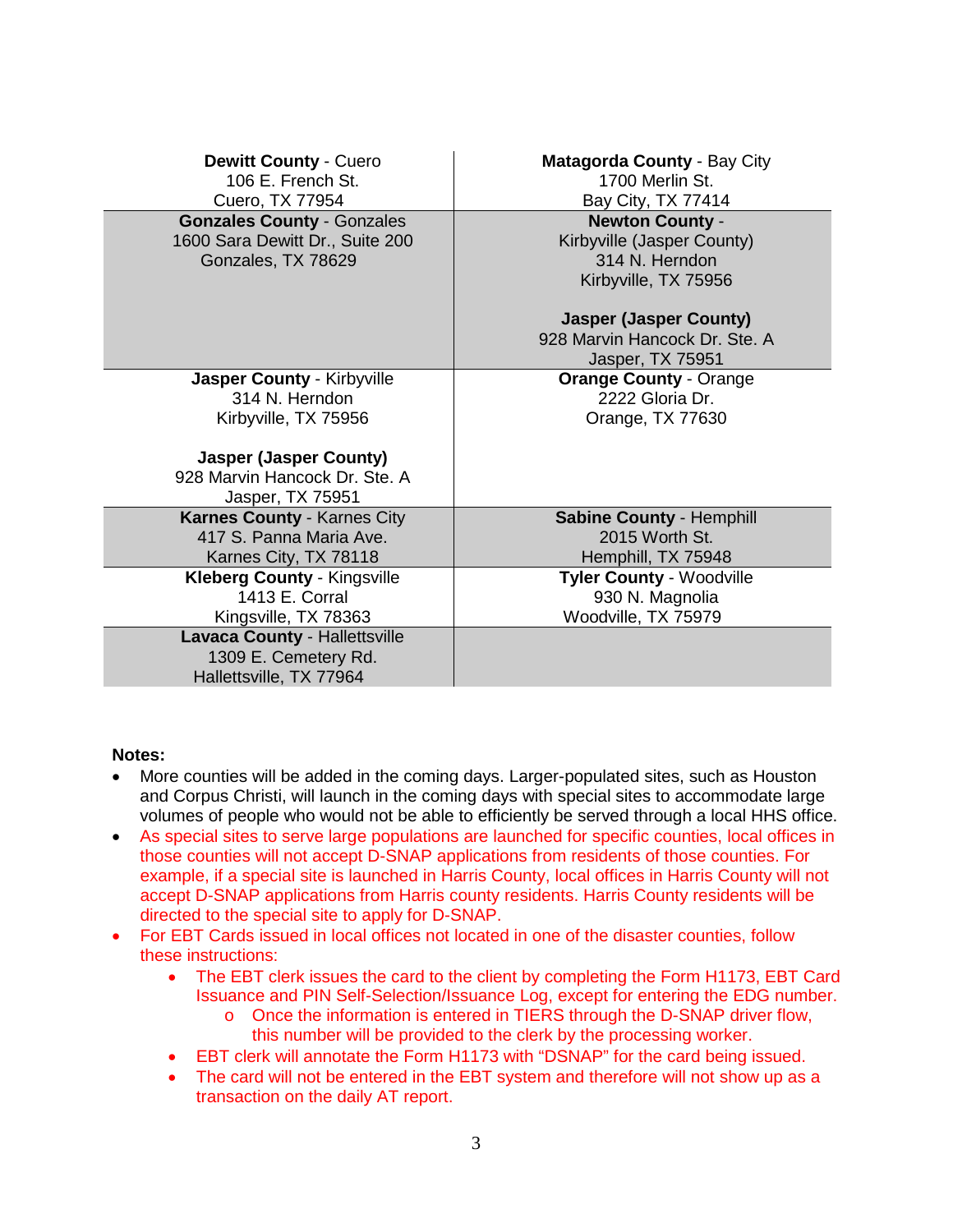| | |
|---|---|
| **Dewitt County** - Cuero<br>106 E. French St.<br>Cuero, TX 77954 | **Matagorda County** - Bay City<br>1700 Merlin St.<br>Bay City, TX 77414 |
| **Gonzales County** - Gonzales<br>1600 Sara Dewitt Dr., Suite 200<br>Gonzales, TX 78629 | **Newton County** -<br>Kirbyville (Jasper County)<br>314 N. Herndon<br>Kirbyville, TX 75956<br><br>**Jasper (Jasper County)**<br>928 Marvin Hancock Dr. Ste. A<br>Jasper, TX 75951 |
| **Jasper County** - Kirbyville<br>314 N. Herndon<br>Kirbyville, TX 75956<br><br>**Jasper (Jasper County)**<br>928 Marvin Hancock Dr. Ste. A<br>Jasper, TX 75951 | **Orange County** - Orange<br>2222 Gloria Dr.<br>Orange, TX 77630 |
| **Karnes County** - Karnes City<br>417 S. Panna Maria Ave.<br>Karnes City, TX 78118 | **Sabine County** - Hemphill<br>2015 Worth St.<br>Hemphill, TX 75948 |
| **Kleberg County** - Kingsville<br>1413 E. Corral<br>Kingsville, TX 78363 | **Tyler County** - Woodville<br>930 N. Magnolia<br>Woodville, TX 75979 |
| **Lavaca County** - Hallettsville<br>1309 E. Cemetery Rd.<br>Hallettsville, TX 77964 | |

**Notes:**

- More counties will be added in the coming days. Larger-populated sites, such as Houston and Corpus Christi, will launch in the coming days with special sites to accommodate large volumes of people who would not be able to efficiently be served through a local HHS office.
- As special sites to serve large populations are launched for specific counties, local offices in those counties will not accept D-SNAP applications from residents of those counties. For example, if a special site is launched in Harris County, local offices in Harris County will not accept D-SNAP applications from Harris county residents. Harris County residents will be directed to the special site to apply for D-SNAP.
- For EBT Cards issued in local offices not located in one of the disaster counties, follow these instructions:
  - The EBT clerk issues the card to the client by completing the Form H1173, EBT Card Issuance and PIN Self-Selection/Issuance Log, except for entering the EDG number.
    - Once the information is entered in TIERS through the D-SNAP driver flow, this number will be provided to the clerk by the processing worker.
  - EBT clerk will annotate the Form H1173 with "DSNAP" for the card being issued.
  - The card will not be entered in the EBT system and therefore will not show up as a transaction on the daily AT report.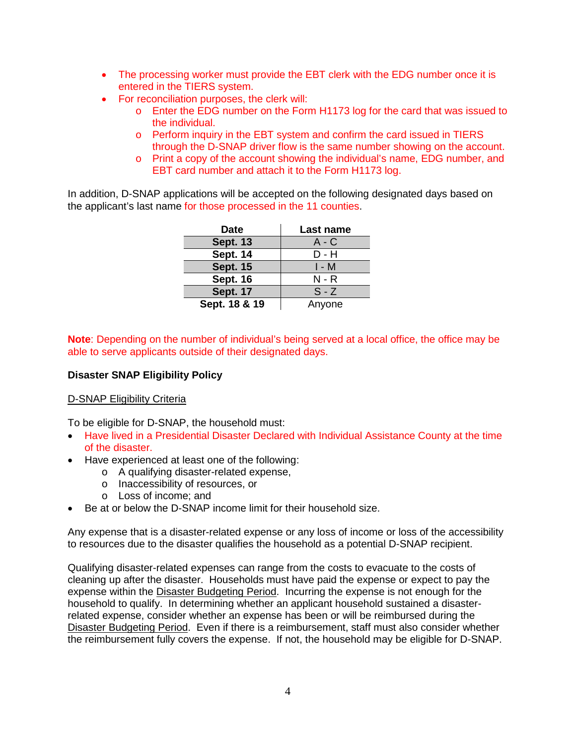- The processing worker must provide the EBT clerk with the EDG number once it is entered in the TIERS system.
- For reconciliation purposes, the clerk will:
  - Enter the EDG number on the Form H1173 log for the card that was issued to the individual.
  - Perform inquiry in the EBT system and confirm the card issued in TIERS through the D-SNAP driver flow is the same number showing on the account.
  - Print a copy of the account showing the individual's name, EDG number, and EBT card number and attach it to the Form H1173 log.

In addition, D-SNAP applications will be accepted on the following designated days based on the applicant's last name for those processed in the 11 counties.

| Date | Last name |
|---|---|
| **Sept. 13** | A - C |
| **Sept. 14** | D - H |
| **Sept. 15** | I - M |
| **Sept. 16** | N - R |
| **Sept. 17** | S - Z |
| **Sept. 18 & 19** | Anyone |

**Note**: Depending on the number of individual's being served at a local office, the office may be able to serve applicants outside of their designated days.

**Disaster SNAP Eligibility Policy**

D-SNAP Eligibility Criteria

To be eligible for D-SNAP, the household must:

- Have lived in a Presidential Disaster Declared with Individual Assistance County at the time of the disaster.
- Have experienced at least one of the following:
  - A qualifying disaster-related expense,
  - Inaccessibility of resources, or
  - Loss of income; and
- Be at or below the D-SNAP income limit for their household size.

Any expense that is a disaster-related expense or any loss of income or loss of the accessibility to resources due to the disaster qualifies the household as a potential D-SNAP recipient.

Qualifying disaster-related expenses can range from the costs to evacuate to the costs of cleaning up after the disaster. Households must have paid the expense or expect to pay the expense within the Disaster Budgeting Period. Incurring the expense is not enough for the household to qualify. In determining whether an applicant household sustained a disaster-related expense, consider whether an expense has been or will be reimbursed during the Disaster Budgeting Period. Even if there is a reimbursement, staff must also consider whether the reimbursement fully covers the expense. If not, the household may be eligible for D-SNAP.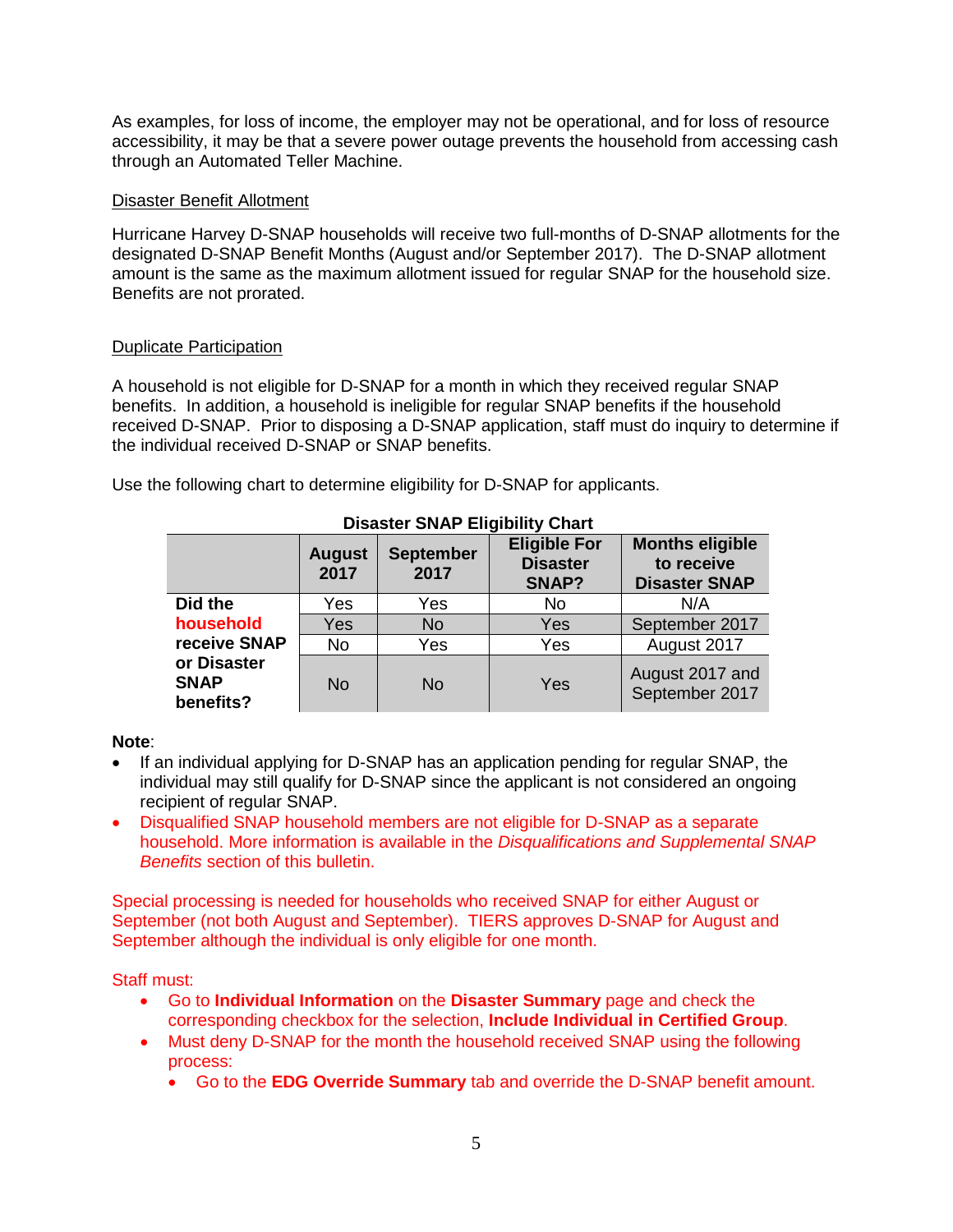As examples, for loss of income, the employer may not be operational, and for loss of resource accessibility, it may be that a severe power outage prevents the household from accessing cash through an Automated Teller Machine.

## Disaster Benefit Allotment

Hurricane Harvey D-SNAP households will receive two full-months of D-SNAP allotments for the designated D-SNAP Benefit Months (August and/or September 2017). The D-SNAP allotment amount is the same as the maximum allotment issued for regular SNAP for the household size. Benefits are not prorated.

## Duplicate Participation

A household is not eligible for D-SNAP for a month in which they received regular SNAP benefits. In addition, a household is ineligible for regular SNAP benefits if the household received D-SNAP. Prior to disposing a D-SNAP application, staff must do inquiry to determine if the individual received D-SNAP or SNAP benefits.

Use the following chart to determine eligibility for D-SNAP for applicants.

**Disaster SNAP Eligibility Chart**

| | August 2017 | September 2017 | Eligible For Disaster SNAP? | Months eligible to receive Disaster SNAP |
|---|---|---|---|---|
| Did the household receive SNAP or Disaster SNAP benefits? | Yes | Yes | No | N/A |
| | Yes | No | Yes | September 2017 |
| | No | Yes | Yes | August 2017 |
| | No | No | Yes | August 2017 and September 2017 |

**Note**:

- If an individual applying for D-SNAP has an application pending for regular SNAP, the individual may still qualify for D-SNAP since the applicant is not considered an ongoing recipient of regular SNAP.
- Disqualified SNAP household members are not eligible for D-SNAP as a separate household. More information is available in the *Disqualifications and Supplemental SNAP Benefits* section of this bulletin.

Special processing is needed for households who received SNAP for either August or September (not both August and September). TIERS approves D-SNAP for August and September although the individual is only eligible for one month.

Staff must:

- Go to **Individual Information** on the **Disaster Summary** page and check the corresponding checkbox for the selection, **Include Individual in Certified Group**.
- Must deny D-SNAP for the month the household received SNAP using the following process:
  - Go to the **EDG Override Summary** tab and override the D-SNAP benefit amount.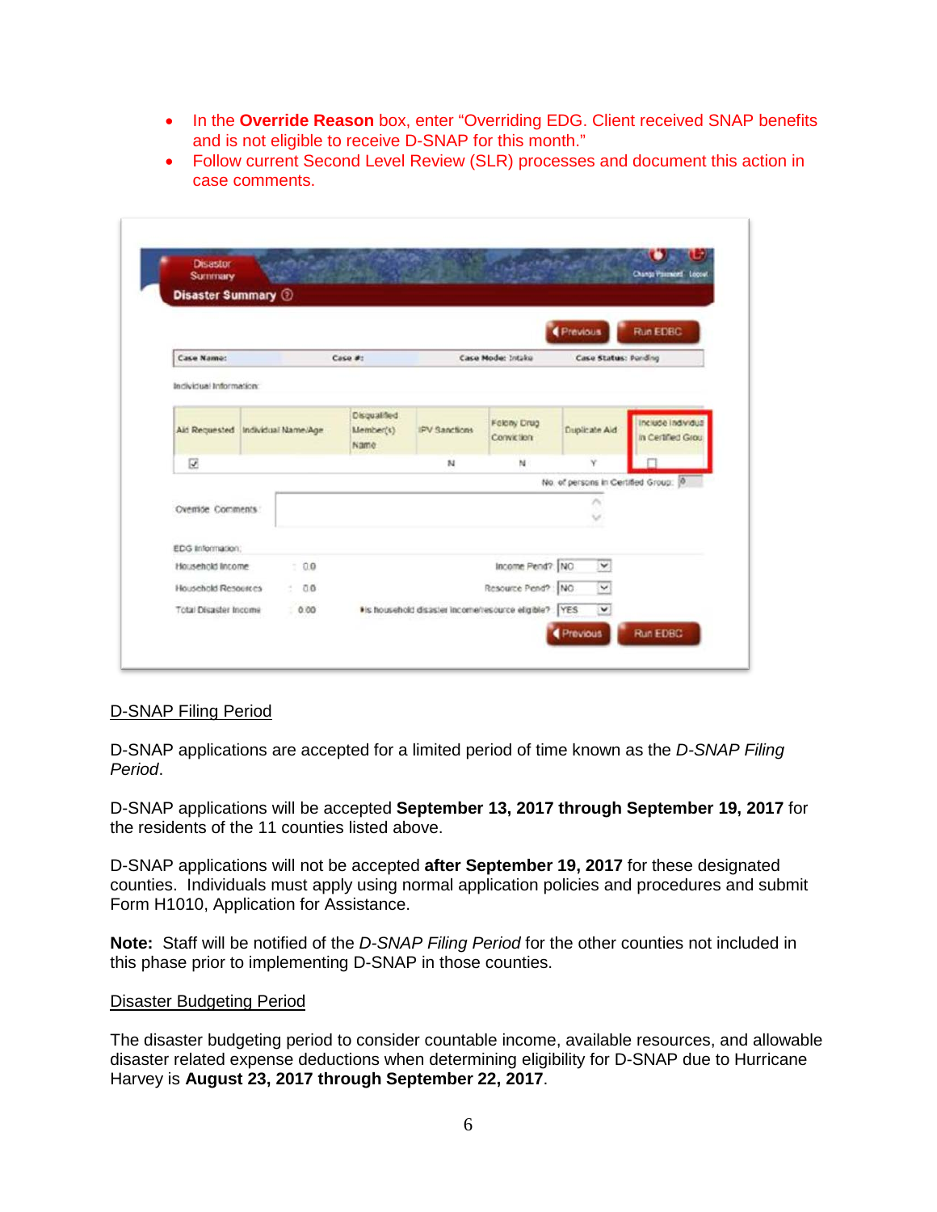- In the **Override Reason** box, enter "Overriding EDG. Client received SNAP benefits and is not eligible to receive D-SNAP for this month."
- Follow current Second Level Review (SLR) processes and document this action in case comments.

Disaster Summary

| Case Name: | Case #: | Case Mode: Intake | Case Status: Pending |
|---|---|---|---|

Individual Information:

| Aid Requested | Individual Name/Age | Disqualified Member(s) Name | IPV Sanctions | Felony Drug Conviction | Duplicate Aid | Include Individual in Certified Group |
|---|---|---|---|---|---|---|
| ☑ | | | N | N | Y | ☐ |

No. of persons in Certified Group: 0

Override Comments:

EDG Information:

| | | | |
|---|---|---|---|
| Household Income | 0.0 | Income Pend? | NO |
| Household Resources | 0.0 | Resource Pend? | NO |
| Total Disaster Income | 0.00 | *Is household disaster income/resource eligible? | YES |

Previous | Run EDBC

## D-SNAP Filing Period

D-SNAP applications are accepted for a limited period of time known as the *D-SNAP Filing Period*.

D-SNAP applications will be accepted **September 13, 2017 through September 19, 2017** for the residents of the 11 counties listed above.

D-SNAP applications will not be accepted **after September 19, 2017** for these designated counties. Individuals must apply using normal application policies and procedures and submit Form H1010, Application for Assistance.

**Note:** Staff will be notified of the *D-SNAP Filing Period* for the other counties not included in this phase prior to implementing D-SNAP in those counties.

## Disaster Budgeting Period

The disaster budgeting period to consider countable income, available resources, and allowable disaster related expense deductions when determining eligibility for D-SNAP due to Hurricane Harvey is **August 23, 2017 through September 22, 2017**.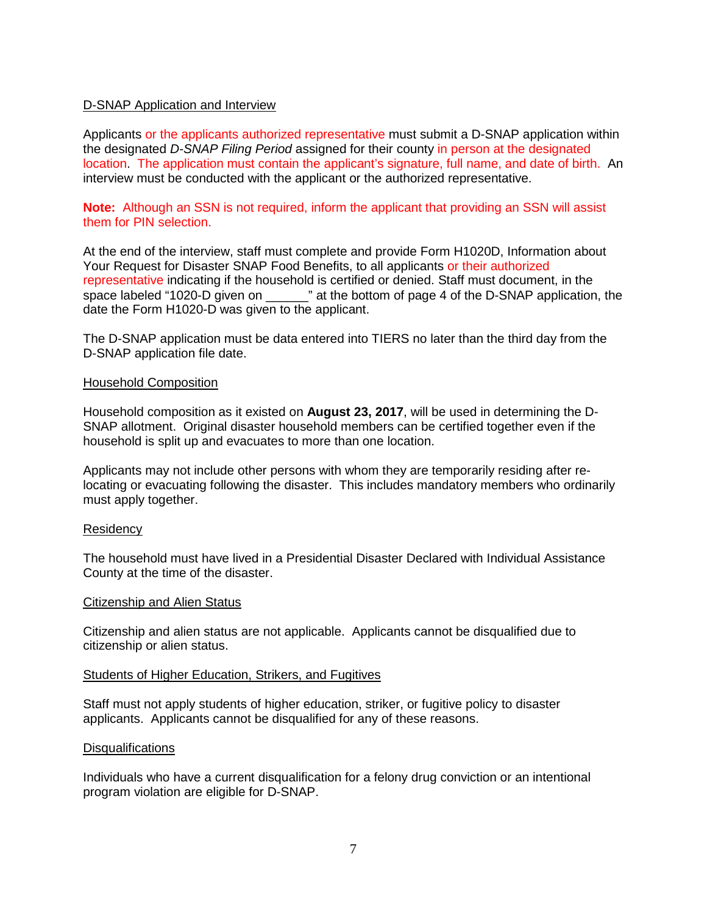D-SNAP Application and Interview

Applicants or the applicants authorized representative must submit a D-SNAP application within the designated *D-SNAP Filing Period* assigned for their county in person at the designated location. The application must contain the applicant's signature, full name, and date of birth. An interview must be conducted with the applicant or the authorized representative.

**Note:** Although an SSN is not required, inform the applicant that providing an SSN will assist them for PIN selection.

At the end of the interview, staff must complete and provide Form H1020D, Information about Your Request for Disaster SNAP Food Benefits, to all applicants or their authorized representative indicating if the household is certified or denied. Staff must document, in the space labeled "1020-D given on ______" at the bottom of page 4 of the D-SNAP application, the date the Form H1020-D was given to the applicant.

The D-SNAP application must be data entered into TIERS no later than the third day from the D-SNAP application file date.

Household Composition

Household composition as it existed on **August 23, 2017**, will be used in determining the D-SNAP allotment. Original disaster household members can be certified together even if the household is split up and evacuates to more than one location.

Applicants may not include other persons with whom they are temporarily residing after re-locating or evacuating following the disaster. This includes mandatory members who ordinarily must apply together.

Residency

The household must have lived in a Presidential Disaster Declared with Individual Assistance County at the time of the disaster.

Citizenship and Alien Status

Citizenship and alien status are not applicable. Applicants cannot be disqualified due to citizenship or alien status.

Students of Higher Education, Strikers, and Fugitives

Staff must not apply students of higher education, striker, or fugitive policy to disaster applicants. Applicants cannot be disqualified for any of these reasons.

Disqualifications

Individuals who have a current disqualification for a felony drug conviction or an intentional program violation are eligible for D-SNAP.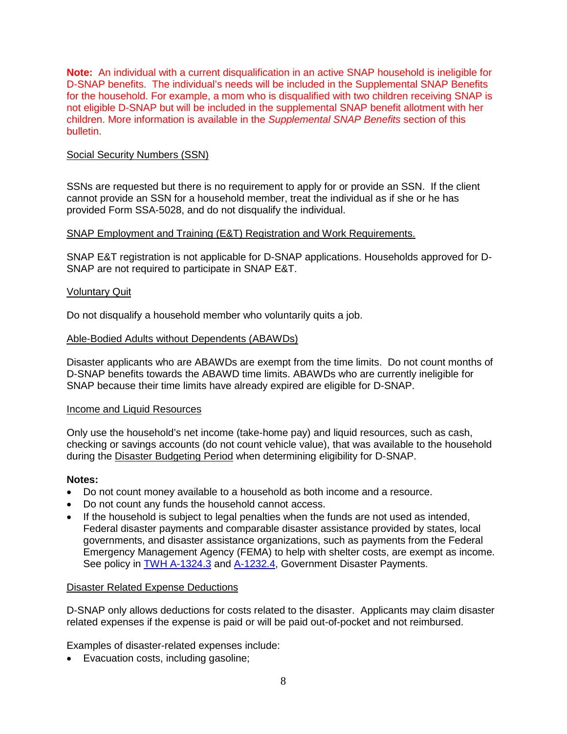**Note:** An individual with a current disqualification in an active SNAP household is ineligible for D-SNAP benefits. The individual's needs will be included in the Supplemental SNAP Benefits for the household. For example, a mom who is disqualified with two children receiving SNAP is not eligible D-SNAP but will be included in the supplemental SNAP benefit allotment with her children. More information is available in the *Supplemental SNAP Benefits* section of this bulletin.

Social Security Numbers (SSN)

SSNs are requested but there is no requirement to apply for or provide an SSN. If the client cannot provide an SSN for a household member, treat the individual as if she or he has provided Form SSA-5028, and do not disqualify the individual.

SNAP Employment and Training (E&T) Registration and Work Requirements.

SNAP E&T registration is not applicable for D-SNAP applications. Households approved for D-SNAP are not required to participate in SNAP E&T.

Voluntary Quit

Do not disqualify a household member who voluntarily quits a job.

Able-Bodied Adults without Dependents (ABAWDs)

Disaster applicants who are ABAWDs are exempt from the time limits. Do not count months of D-SNAP benefits towards the ABAWD time limits. ABAWDs who are currently ineligible for SNAP because their time limits have already expired are eligible for D-SNAP.

Income and Liquid Resources

Only use the household's net income (take-home pay) and liquid resources, such as cash, checking or savings accounts (do not count vehicle value), that was available to the household during the Disaster Budgeting Period when determining eligibility for D-SNAP.

**Notes:**

- Do not count money available to a household as both income and a resource.
- Do not count any funds the household cannot access.
- If the household is subject to legal penalties when the funds are not used as intended, Federal disaster payments and comparable disaster assistance provided by states, local governments, and disaster assistance organizations, such as payments from the Federal Emergency Management Agency (FEMA) to help with shelter costs, are exempt as income. See policy in TWH A-1324.3 and A-1232.4, Government Disaster Payments.

Disaster Related Expense Deductions

D-SNAP only allows deductions for costs related to the disaster. Applicants may claim disaster related expenses if the expense is paid or will be paid out-of-pocket and not reimbursed.

Examples of disaster-related expenses include:

- Evacuation costs, including gasoline;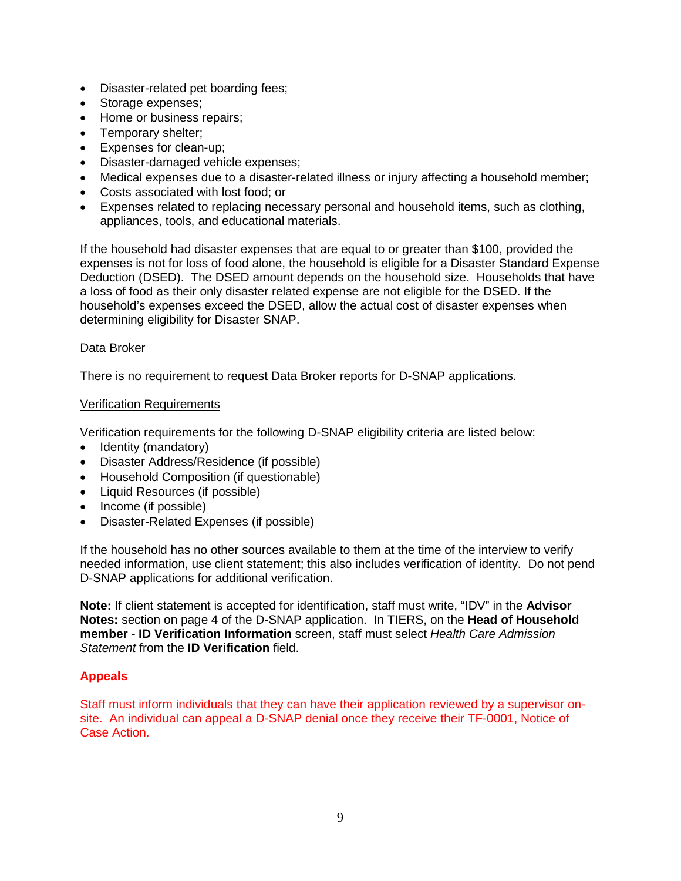- Disaster-related pet boarding fees;
- Storage expenses;
- Home or business repairs;
- Temporary shelter;
- Expenses for clean-up;
- Disaster-damaged vehicle expenses;
- Medical expenses due to a disaster-related illness or injury affecting a household member;
- Costs associated with lost food; or
- Expenses related to replacing necessary personal and household items, such as clothing, appliances, tools, and educational materials.

If the household had disaster expenses that are equal to or greater than $100, provided the expenses is not for loss of food alone, the household is eligible for a Disaster Standard Expense Deduction (DSED). The DSED amount depends on the household size. Households that have a loss of food as their only disaster related expense are not eligible for the DSED. If the household's expenses exceed the DSED, allow the actual cost of disaster expenses when determining eligibility for Disaster SNAP.

Data Broker

There is no requirement to request Data Broker reports for D-SNAP applications.

Verification Requirements

Verification requirements for the following D-SNAP eligibility criteria are listed below:

- Identity (mandatory)
- Disaster Address/Residence (if possible)
- Household Composition (if questionable)
- Liquid Resources (if possible)
- Income (if possible)
- Disaster-Related Expenses (if possible)

If the household has no other sources available to them at the time of the interview to verify needed information, use client statement; this also includes verification of identity. Do not pend D-SNAP applications for additional verification.

**Note:** If client statement is accepted for identification, staff must write, "IDV" in the **Advisor Notes:** section on page 4 of the D-SNAP application. In TIERS, on the **Head of Household member - ID Verification Information** screen, staff must select *Health Care Admission Statement* from the **ID Verification** field.

**Appeals**

Staff must inform individuals that they can have their application reviewed by a supervisor on-site. An individual can appeal a D-SNAP denial once they receive their TF-0001, Notice of Case Action.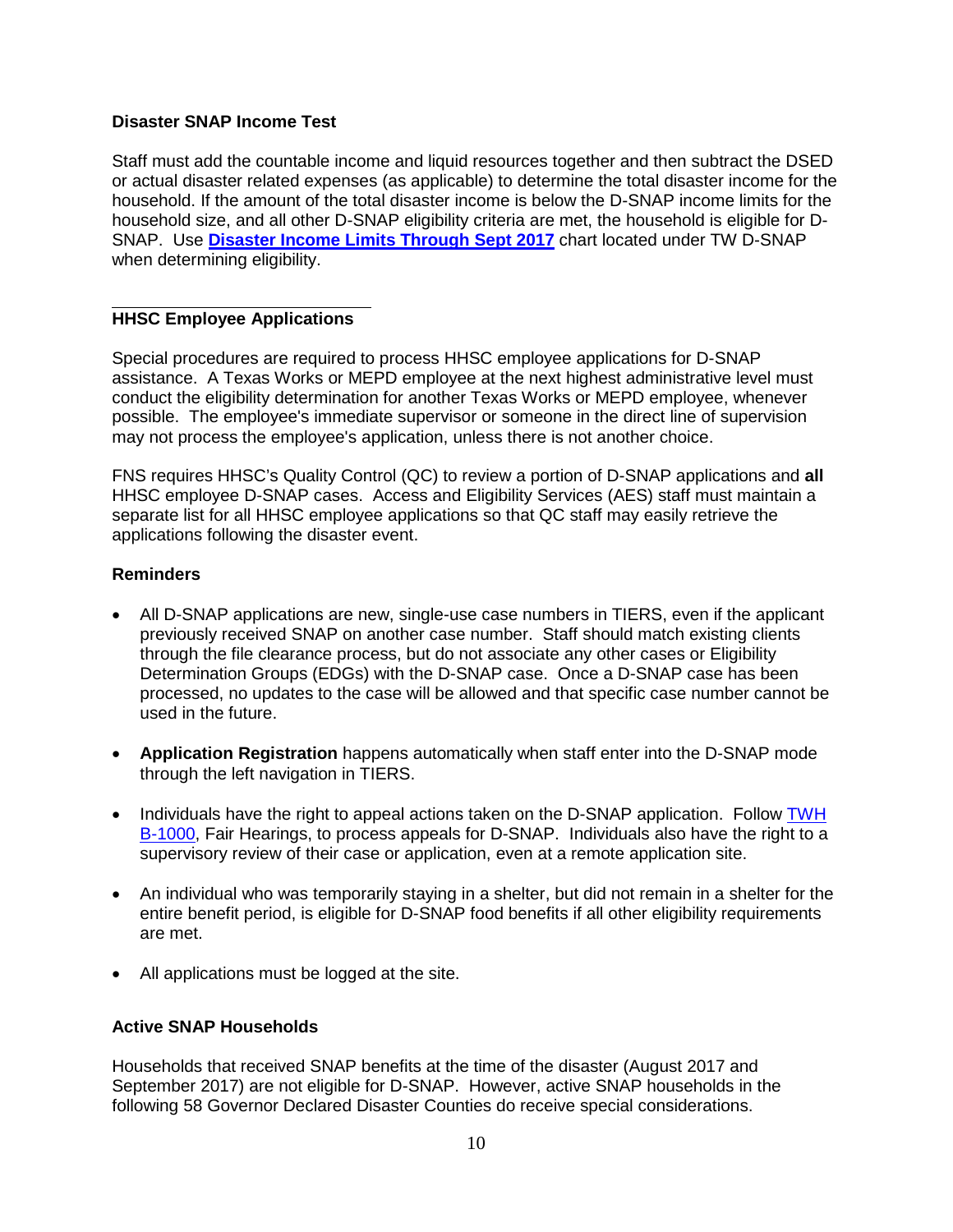### Disaster SNAP Income Test

Staff must add the countable income and liquid resources together and then subtract the DSED or actual disaster related expenses (as applicable) to determine the total disaster income for the household. If the amount of the total disaster income is below the D-SNAP income limits for the household size, and all other D-SNAP eligibility criteria are met, the household is eligible for D-SNAP. Use **Disaster Income Limits Through Sept 2017** chart located under TW D-SNAP when determining eligibility.

### HHSC Employee Applications

Special procedures are required to process HHSC employee applications for D-SNAP assistance. A Texas Works or MEPD employee at the next highest administrative level must conduct the eligibility determination for another Texas Works or MEPD employee, whenever possible. The employee's immediate supervisor or someone in the direct line of supervision may not process the employee's application, unless there is not another choice.

FNS requires HHSC's Quality Control (QC) to review a portion of D-SNAP applications and **all** HHSC employee D-SNAP cases. Access and Eligibility Services (AES) staff must maintain a separate list for all HHSC employee applications so that QC staff may easily retrieve the applications following the disaster event.

### Reminders

- All D-SNAP applications are new, single-use case numbers in TIERS, even if the applicant previously received SNAP on another case number. Staff should match existing clients through the file clearance process, but do not associate any other cases or Eligibility Determination Groups (EDGs) with the D-SNAP case. Once a D-SNAP case has been processed, no updates to the case will be allowed and that specific case number cannot be used in the future.
- **Application Registration** happens automatically when staff enter into the D-SNAP mode through the left navigation in TIERS.
- Individuals have the right to appeal actions taken on the D-SNAP application. Follow TWH B-1000, Fair Hearings, to process appeals for D-SNAP. Individuals also have the right to a supervisory review of their case or application, even at a remote application site.
- An individual who was temporarily staying in a shelter, but did not remain in a shelter for the entire benefit period, is eligible for D-SNAP food benefits if all other eligibility requirements are met.
- All applications must be logged at the site.

### Active SNAP Households

Households that received SNAP benefits at the time of the disaster (August 2017 and September 2017) are not eligible for D-SNAP. However, active SNAP households in the following 58 Governor Declared Disaster Counties do receive special considerations.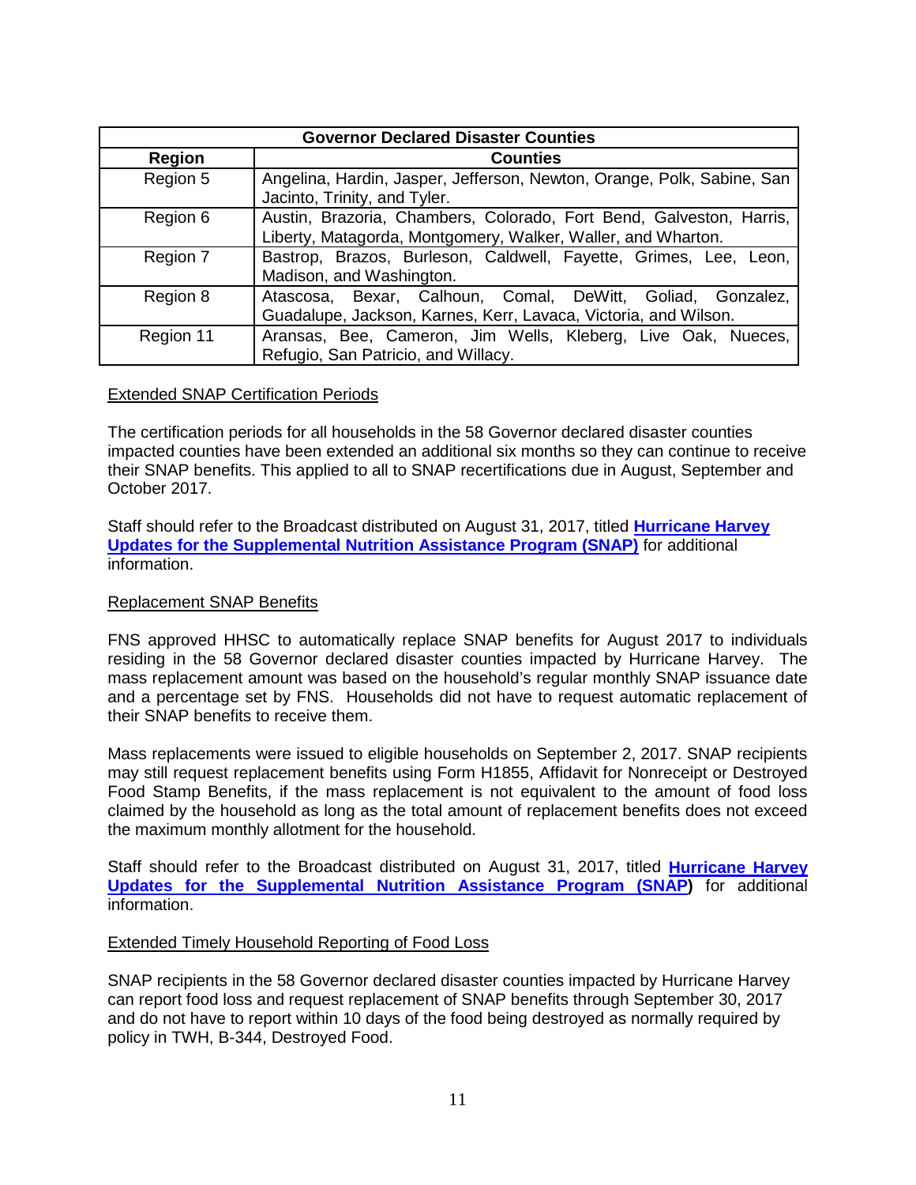| Governor Declared Disaster Counties | |
|---|---|
| **Region** | **Counties** |
| Region 5 | Angelina, Hardin, Jasper, Jefferson, Newton, Orange, Polk, Sabine, San Jacinto, Trinity, and Tyler. |
| Region 6 | Austin, Brazoria, Chambers, Colorado, Fort Bend, Galveston, Harris, Liberty, Matagorda, Montgomery, Walker, Waller, and Wharton. |
| Region 7 | Bastrop, Brazos, Burleson, Caldwell, Fayette, Grimes, Lee, Leon, Madison, and Washington. |
| Region 8 | Atascosa, Bexar, Calhoun, Comal, DeWitt, Goliad, Gonzalez, Guadalupe, Jackson, Karnes, Kerr, Lavaca, Victoria, and Wilson. |
| Region 11 | Aransas, Bee, Cameron, Jim Wells, Kleberg, Live Oak, Nueces, Refugio, San Patricio, and Willacy. |

Extended SNAP Certification Periods

The certification periods for all households in the 58 Governor declared disaster counties impacted counties have been extended an additional six months so they can continue to receive their SNAP benefits. This applied to all to SNAP recertifications due in August, September and October 2017.

Staff should refer to the Broadcast distributed on August 31, 2017, titled **Hurricane Harvey Updates for the Supplemental Nutrition Assistance Program (SNAP)** for additional information.

Replacement SNAP Benefits

FNS approved HHSC to automatically replace SNAP benefits for August 2017 to individuals residing in the 58 Governor declared disaster counties impacted by Hurricane Harvey. The mass replacement amount was based on the household's regular monthly SNAP issuance date and a percentage set by FNS. Households did not have to request automatic replacement of their SNAP benefits to receive them.

Mass replacements were issued to eligible households on September 2, 2017. SNAP recipients may still request replacement benefits using Form H1855, Affidavit for Nonreceipt or Destroyed Food Stamp Benefits, if the mass replacement is not equivalent to the amount of food loss claimed by the household as long as the total amount of replacement benefits does not exceed the maximum monthly allotment for the household.

Staff should refer to the Broadcast distributed on August 31, 2017, titled **Hurricane Harvey Updates for the Supplemental Nutrition Assistance Program (SNAP)** for additional information.

Extended Timely Household Reporting of Food Loss

SNAP recipients in the 58 Governor declared disaster counties impacted by Hurricane Harvey can report food loss and request replacement of SNAP benefits through September 30, 2017 and do not have to report within 10 days of the food being destroyed as normally required by policy in TWH, B-344, Destroyed Food.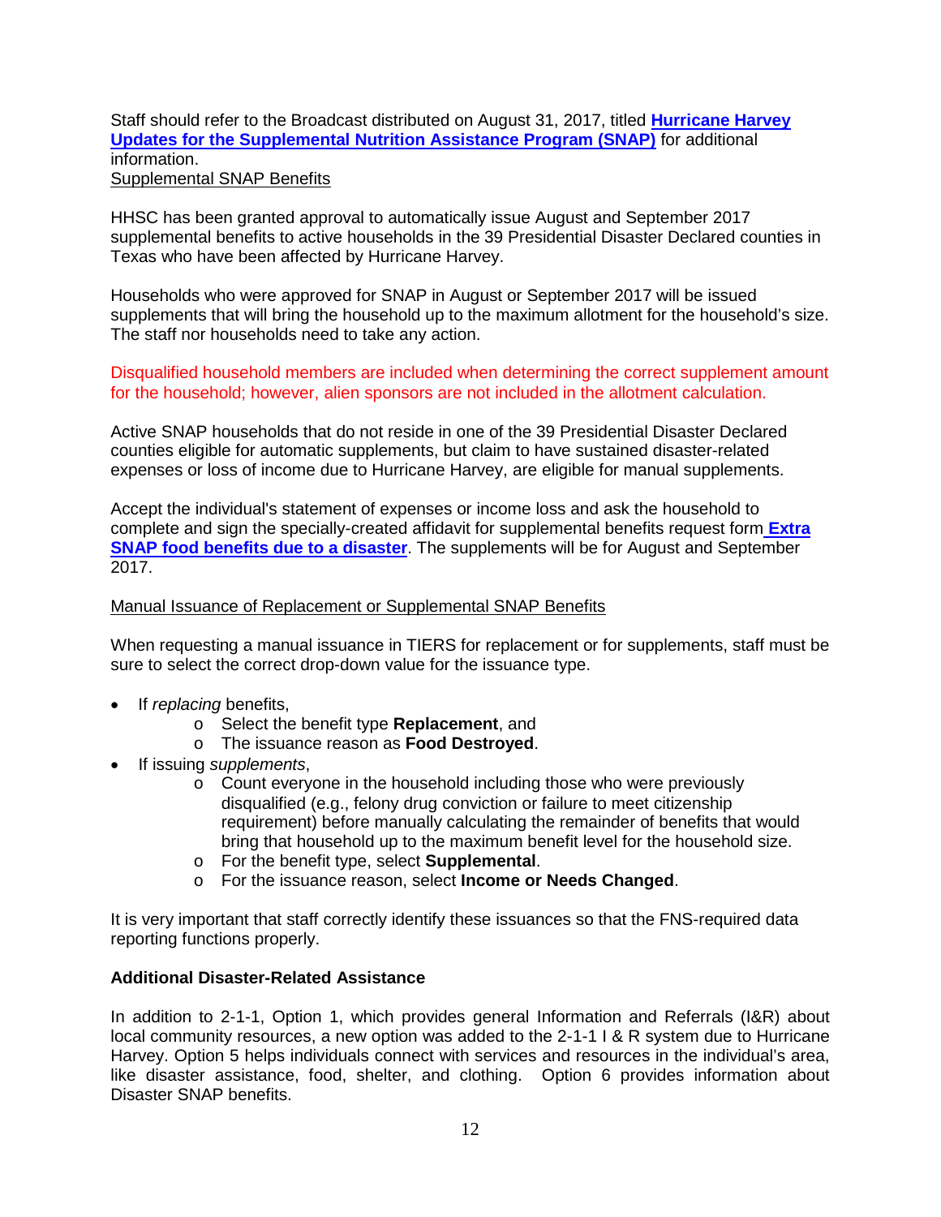Staff should refer to the Broadcast distributed on August 31, 2017, titled **Hurricane Harvey Updates for the Supplemental Nutrition Assistance Program (SNAP)** for additional information.

Supplemental SNAP Benefits

HHSC has been granted approval to automatically issue August and September 2017 supplemental benefits to active households in the 39 Presidential Disaster Declared counties in Texas who have been affected by Hurricane Harvey.

Households who were approved for SNAP in August or September 2017 will be issued supplements that will bring the household up to the maximum allotment for the household's size. The staff nor households need to take any action.

Disqualified household members are included when determining the correct supplement amount for the household; however, alien sponsors are not included in the allotment calculation.

Active SNAP households that do not reside in one of the 39 Presidential Disaster Declared counties eligible for automatic supplements, but claim to have sustained disaster-related expenses or loss of income due to Hurricane Harvey, are eligible for manual supplements.

Accept the individual's statement of expenses or income loss and ask the household to complete and sign the specially-created affidavit for supplemental benefits request form **Extra SNAP food benefits due to a disaster**. The supplements will be for August and September 2017.

Manual Issuance of Replacement or Supplemental SNAP Benefits

When requesting a manual issuance in TIERS for replacement or for supplements, staff must be sure to select the correct drop-down value for the issuance type.

- If *replacing* benefits,
  - Select the benefit type **Replacement**, and
  - The issuance reason as **Food Destroyed**.
- If issuing *supplements*,
  - Count everyone in the household including those who were previously disqualified (e.g., felony drug conviction or failure to meet citizenship requirement) before manually calculating the remainder of benefits that would bring that household up to the maximum benefit level for the household size.
  - For the benefit type, select **Supplemental**.
  - For the issuance reason, select **Income or Needs Changed**.

It is very important that staff correctly identify these issuances so that the FNS-required data reporting functions properly.

**Additional Disaster-Related Assistance**

In addition to 2-1-1, Option 1, which provides general Information and Referrals (I&R) about local community resources, a new option was added to the 2-1-1 I & R system due to Hurricane Harvey. Option 5 helps individuals connect with services and resources in the individual's area, like disaster assistance, food, shelter, and clothing. Option 6 provides information about Disaster SNAP benefits.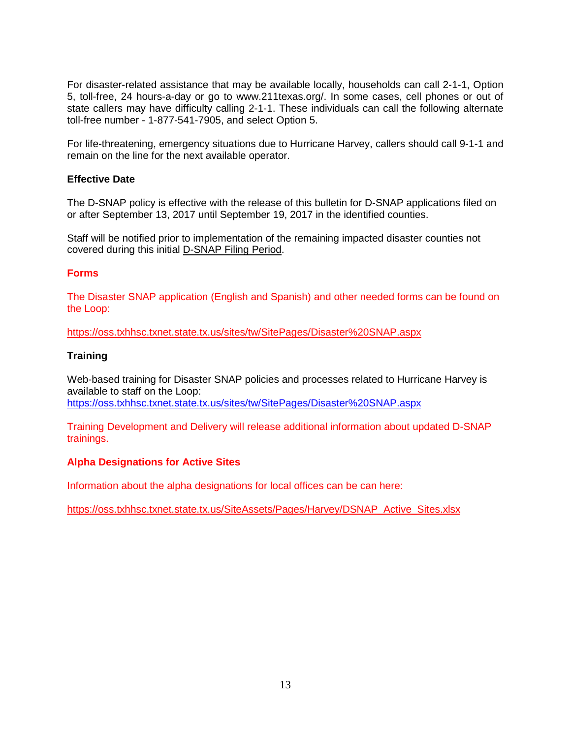For disaster-related assistance that may be available locally, households can call 2-1-1, Option 5, toll-free, 24 hours-a-day or go to www.211texas.org/. In some cases, cell phones or out of state callers may have difficulty calling 2-1-1. These individuals can call the following alternate toll-free number - 1-877-541-7905, and select Option 5.

For life-threatening, emergency situations due to Hurricane Harvey, callers should call 9-1-1 and remain on the line for the next available operator.

**Effective Date**

The D-SNAP policy is effective with the release of this bulletin for D-SNAP applications filed on or after September 13, 2017 until September 19, 2017 in the identified counties.

Staff will be notified prior to implementation of the remaining impacted disaster counties not covered during this initial D-SNAP Filing Period.

**Forms**

The Disaster SNAP application (English and Spanish) and other needed forms can be found on the Loop:

https://oss.txhhsc.txnet.state.tx.us/sites/tw/SitePages/Disaster%20SNAP.aspx

**Training**

Web-based training for Disaster SNAP policies and processes related to Hurricane Harvey is available to staff on the Loop:
https://oss.txhhsc.txnet.state.tx.us/sites/tw/SitePages/Disaster%20SNAP.aspx

Training Development and Delivery will release additional information about updated D-SNAP trainings.

**Alpha Designations for Active Sites**

Information about the alpha designations for local offices can be can here:

https://oss.txhhsc.txnet.state.tx.us/SiteAssets/Pages/Harvey/DSNAP_Active_Sites.xlsx